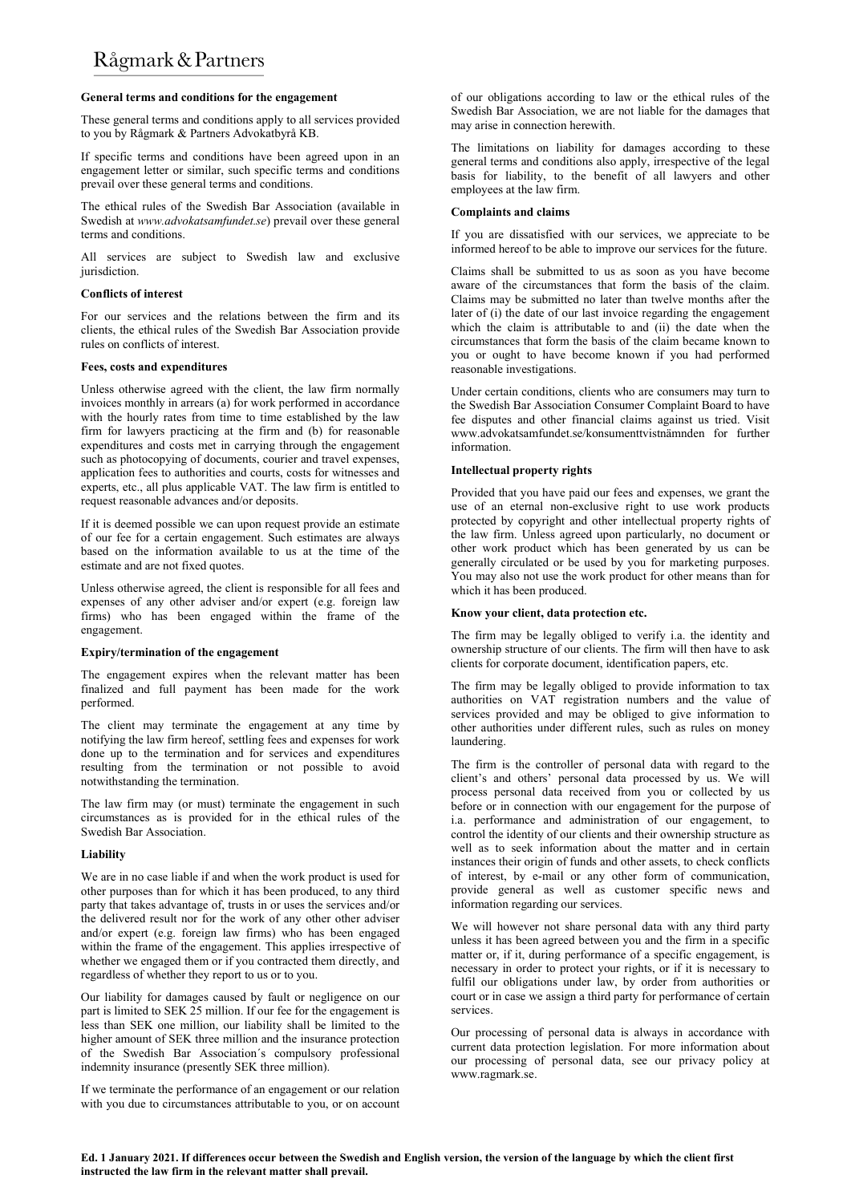# Rågmark & Partners

## General terms and conditions for the engagement

These general terms and conditions apply to all services provided to you by Rågmark & Partners Advokatbyrå KB.

If specific terms and conditions have been agreed upon in an engagement letter or similar, such specific terms and conditions prevail over these general terms and conditions.

The ethical rules of the Swedish Bar Association (available in Swedish at *www.advokatsamfundet.se*) prevail over these general terms and conditions.

All services are subject to Swedish law and exclusive jurisdiction.

### Conflicts of interest

For our services and the relations between the firm and its clients, the ethical rules of the Swedish Bar Association provide rules on conflicts of interest.

### Fees, costs and expenditures

Unless otherwise agreed with the client, the law firm normally invoices monthly in arrears (a) for work performed in accordance with the hourly rates from time to time established by the law firm for lawyers practicing at the firm and (b) for reasonable expenditures and costs met in carrying through the engagement such as photocopying of documents, courier and travel expenses, application fees to authorities and courts, costs for witnesses and experts, etc., all plus applicable VAT. The law firm is entitled to request reasonable advances and/or deposits.

If it is deemed possible we can upon request provide an estimate of our fee for a certain engagement. Such estimates are always based on the information available to us at the time of the estimate and are not fixed quotes.

Unless otherwise agreed, the client is responsible for all fees and expenses of any other adviser and/or expert (e.g. foreign law firms) who has been engaged within the frame of the engagement.

### Expiry/termination of the engagement

The engagement expires when the relevant matter has been finalized and full payment has been made for the work performed.

The client may terminate the engagement at any time by notifying the law firm hereof, settling fees and expenses for work done up to the termination and for services and expenditures resulting from the termination or not possible to avoid notwithstanding the termination.

The law firm may (or must) terminate the engagement in such circumstances as is provided for in the ethical rules of the Swedish Bar Association.

### Liability

We are in no case liable if and when the work product is used for other purposes than for which it has been produced, to any third party that takes advantage of, trusts in or uses the services and/or the delivered result nor for the work of any other other adviser and/or expert (e.g. foreign law firms) who has been engaged within the frame of the engagement. This applies irrespective of whether we engaged them or if you contracted them directly, and regardless of whether they report to us or to you.

Our liability for damages caused by fault or negligence on our part is limited to SEK 25 million. If our fee for the engagement is less than SEK one million, our liability shall be limited to the higher amount of SEK three million and the insurance protection of the Swedish Bar Association´s compulsory professional indemnity insurance (presently SEK three million).

If we terminate the performance of an engagement or our relation with you due to circumstances attributable to you, or on account of our obligations according to law or the ethical rules of the Swedish Bar Association, we are not liable for the damages that may arise in connection herewith.

The limitations on liability for damages according to these general terms and conditions also apply, irrespective of the legal basis for liability, to the benefit of all lawyers and other employees at the law firm.

### Complaints and claims

If you are dissatisfied with our services, we appreciate to be informed hereof to be able to improve our services for the future.

Claims shall be submitted to us as soon as you have become aware of the circumstances that form the basis of the claim. Claims may be submitted no later than twelve months after the later of (i) the date of our last invoice regarding the engagement which the claim is attributable to and (ii) the date when the circumstances that form the basis of the claim became known to you or ought to have become known if you had performed reasonable investigations.

Under certain conditions, clients who are consumers may turn to the Swedish Bar Association Consumer Complaint Board to have fee disputes and other financial claims against us tried. Visit www.advokatsamfundet.se/konsumenttvistnämnden for further information.

### Intellectual property rights

Provided that you have paid our fees and expenses, we grant the use of an eternal non-exclusive right to use work products protected by copyright and other intellectual property rights of the law firm. Unless agreed upon particularly, no document or other work product which has been generated by us can be generally circulated or be used by you for marketing purposes. You may also not use the work product for other means than for which it has been produced.

### Know your client, data protection etc.

The firm may be legally obliged to verify i.a. the identity and ownership structure of our clients. The firm will then have to ask clients for corporate document, identification papers, etc.

The firm may be legally obliged to provide information to tax authorities on VAT registration numbers and the value of services provided and may be obliged to give information to other authorities under different rules, such as rules on money laundering.

The firm is the controller of personal data with regard to the client's and others' personal data processed by us. We will process personal data received from you or collected by us before or in connection with our engagement for the purpose of i.a. performance and administration of our engagement, to control the identity of our clients and their ownership structure as well as to seek information about the matter and in certain instances their origin of funds and other assets, to check conflicts of interest, by e-mail or any other form of communication, provide general as well as customer specific news and information regarding our services.

We will however not share personal data with any third party unless it has been agreed between you and the firm in a specific matter or, if it, during performance of a specific engagement, is necessary in order to protect your rights, or if it is necessary to fulfil our obligations under law, by order from authorities or court or in case we assign a third party for performance of certain services.

Our processing of personal data is always in accordance with current data protection legislation. For more information about our processing of personal data, see our privacy policy at www.ragmark.se.

**Ed. 1 January 2021. If differences occur between the Swedish and English version, the version of the language by which the client first instructed the law firm in the relevant matter shall prevail.**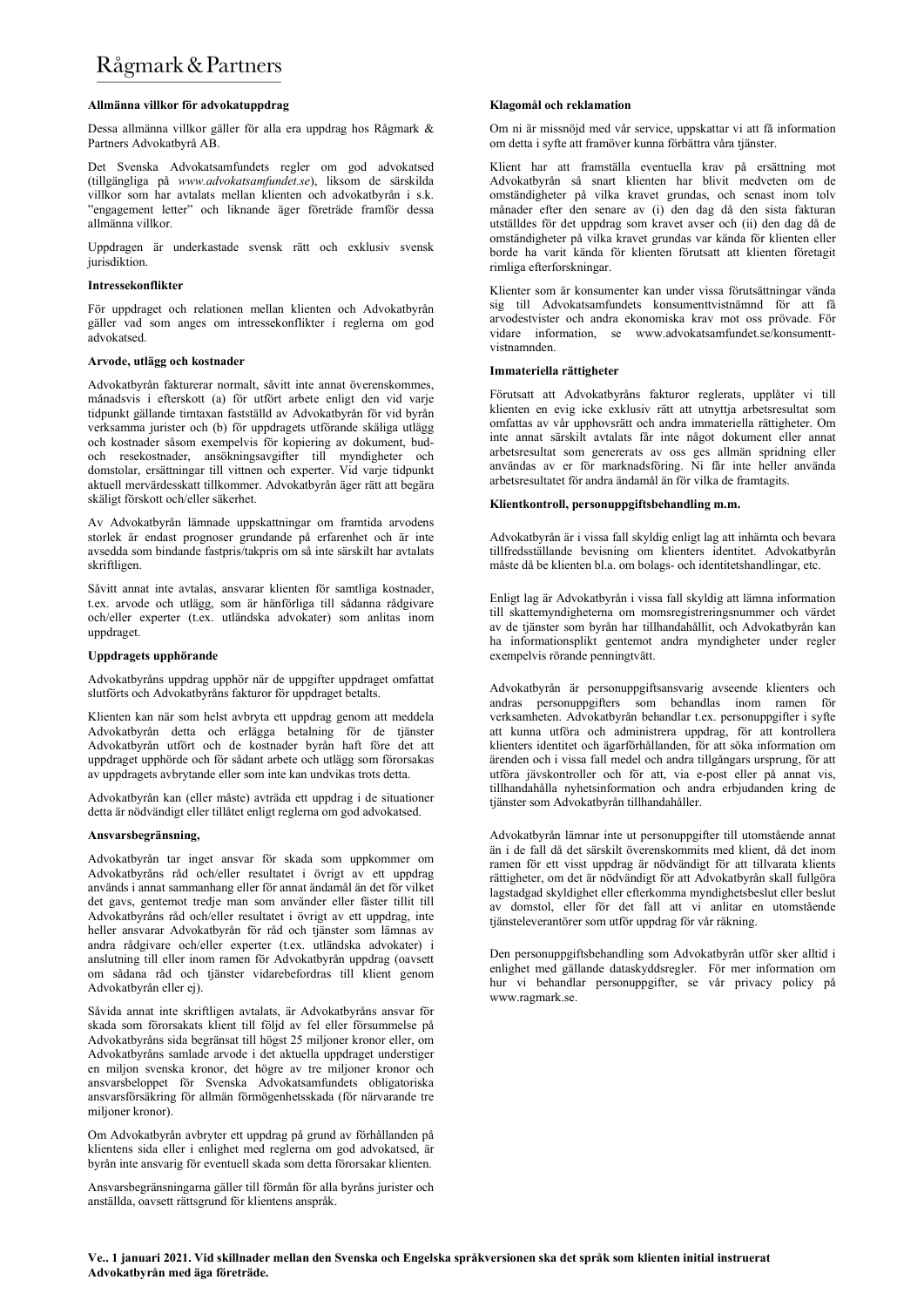Rågmark & Partners

**Allmänna villkor för advokatuppdrag**

Dessa allmänna villkor gäller för alla era uppdrag hos Rågmark & Partners Advokatbyrå AB.

Det Svenska Advokatsamfundets regler om god advokatsed (tillgängliga på *www.advokatsamfundet.se*), liksom de särskilda villkor som har avtalats mellan klienten och advokatbyrån i s.k. "engagement letter" och liknande äger företräde framför dessa allmänna villkor.

Uppdragen är underkastade svensk rätt och exklusiv svensk jurisdiktion.

**Intressekonflikter**

För uppdraget och relationen mellan klienten och Advokatbyrån gäller vad som anges om intressekonflikter i reglerna om god advokatsed.

**Arvode, utlägg och kostnader**

Advokatbyrån fakturerar normalt, såvitt inte annat överenskommes, månadsvis i efterskott (a) för utfört arbete enligt den vid varje tidpunkt gällande timtaxan fastställd av Advokatbyrån för vid byrån verksamma jurister och (b) för uppdragets utförande skäliga utlägg och kostnader såsom exempelvis för kopiering av dokument, bud- och resekostnader, ansökningsavgifter till myndigheter och domstolar, ersättningar till vittnen och experter. Vid varje tidpunkt aktuell mervärdesskatt tillkommer. Advokatbyrån äger rätt att begära skäligt förskott och/eller säkerhet.

Av Advokatbyrån lämnade uppskattningar om framtida arvodens storlek är endast prognoser grundande på erfarenhet och är inte avsedda som bindande fastpris/takpris om så inte särskilt har avtalats skriftligen.

Såvitt annat inte avtalas, ansvarar klienten för samtliga kostnader, t.ex. arvode och utlägg, som är hänförliga till sådanna rådgivare och/eller experter (t.ex. utländska advokater) som anlitas inom uppdraget.

**Uppdragets upphörande**

Advokatbyråns uppdrag upphör när de uppgifter uppdraget omfattat slutförts och Advokatbyråns fakturor för uppdraget betalts.

Klienten kan när som helst avbryta ett uppdrag genom att meddela Advokatbyrån detta och erlägga betalning för de tjänster Advokatbyrån utfört och de kostnader byrån haft före det att uppdraget upphörde och för sådant arbete och utlägg som förorsakas av uppdragets avbrytande eller som inte kan undvikas trots detta.

Advokatbyrån kan (eller måste) avträda ett uppdrag i de situationer detta är nödvändigt eller tillåtet enligt reglerna om god advokatsed.

**Ansvarsbegränsning,**

Advokatbyrån tar inget ansvar för skada som uppkommer om Advokatbyråns råd och/eller resultatet i övrigt av ett uppdrag används i annat sammanhang eller för annat ändamål än det för vilket det gavs, gentemot tredje man som använder eller fäster tillit till Advokatbyråns råd och/eller resultatet i övrigt av ett uppdrag, inte heller ansvarar Advokatbyrån för råd och tjänster som lämnas av andra rådgivare och/eller experter (t.ex. utländska advokater) i anslutning till eller inom ramen för Advokatbyrån uppdrag (oavsett om sådana råd och tjänster vidarebefordras till klient genom Advokatbyrån eller ej).

Såvida annat inte skriftligen avtalats, är Advokatbyråns ansvar för skada som förorsakats klient till följd av fel eller försummelse på Advokatbyråns sida begränsat till högst 25 miljoner kronor eller, om Advokatbyråns samlade arvode i det aktuella uppdraget understiger en miljon svenska kronor, det högre av tre miljoner kronor och ansvarsbeloppet för Svenska Advokatsamfundets obligatoriska ansvarsförsäkring för allmän förmögenhetsskada (för närvarande tre miljoner kronor).

Om Advokatbyrån avbryter ett uppdrag på grund av förhållanden på klientens sida eller i enlighet med reglerna om god advokatsed, är byrån inte ansvarig för eventuell skada som detta förorsakar klienten.

Ansvarsbegränsningarna gäller till förmån för alla byråns jurister och anställda, oavsett rättsgrund för klientens anspråk.

**Klagomål och reklamation**

Om ni är missnöjd med vår service, uppskattar vi att få information om detta i syfte att framöver kunna förbättra våra tjänster.

Klient har att framställa eventuella krav på ersättning mot Advokatbyrån så snart klienten har blivit medveten om de omständigheter på vilka kravet grundas, och senast inom tolv månader efter den senare av (i) den dag då den sista fakturan utställdes för det uppdrag som kravet avser och (ii) den dag då de omständigheter på vilka kravet grundas var kända för klienten eller borde ha varit kända för klienten förutsatt att klienten företagit rimliga efterforskningar.

Klienter som är konsumenter kan under vissa förutsättningar vända sig till Advokatsamfundets konsumenttvistnämnd för att få arvodestvister och andra ekonomiska krav mot oss prövade. För vidare information, se www.advokatsamfundet.se/konsumenttvistnamnden.

**Immateriella rättigheter**

Förutsatt att Advokatbyråns fakturor reglerats, upplåter vi till klienten en evig icke exklusiv rätt att utnyttja arbetsresultat som omfattas av vår upphovsrätt och andra immateriella rättigheter. Om inte annat särskilt avtalats får inte något dokument eller annat arbetsresultat som genererats av oss ges allmän spridning eller användas av er för marknadsföring. Ni får inte heller använda arbetsresultatet för andra ändamål än för vilka de framtagits.

**Klientkontroll, personuppgiftsbehandling m.m.**

Advokatbyrån är i vissa fall skyldig enligt lag att inhämta och bevara tillfredsställande bevisning om klienters identitet. Advokatbyrån måste då be klienten bl.a. om bolags- och identitetshandlingar, etc.

Enligt lag är Advokatbyrån i vissa fall skyldig att lämna information till skattemyndigheterna om momsregistreringsnummer och värdet av de tjänster som byrån har tillhandahållit, och Advokatbyrån kan ha informationsplikt gentemot andra myndigheter under regler exempelvis rörande penningtvätt.

Advokatbyrån är personuppgiftsansvarig avseende klienters och andras personuppgifters som behandlas inom ramen för verksamheten. Advokatbyrån behandlar t.ex. personuppgifter i syfte att kunna utföra och administrera uppdrag, för att kontrollera klienters identitet och ägarförhållanden, för att söka information om ärenden och i vissa fall medel och andra tillgångars ursprung, för att utföra jävskontroller och för att, via e-post eller på annat vis, tillhandahålla nyhetsinformation och andra erbjudanden kring de tjänster som Advokatbyrån tillhandahåller.

Advokatbyrån lämnar inte ut personuppgifter till utomstående annat än i de fall då det särskilt överenskommits med klient, då det inom ramen för ett visst uppdrag är nödvändigt för att tillvarata klients rättigheter, om det är nödvändigt för att Advokatbyrån skall fullgöra lagstadgad skyldighet eller efterkomma myndighetsbeslut eller beslut av domstol, eller för det fall att vi anlitar en utomstående tjänsteleverantörer som utför uppdrag för vår räkning.

Den personuppgiftsbehandling som Advokatbyrån utför sker alltid i enlighet med gällande dataskyddsregler. För mer information om hur vi behandlar personuppgifter, se vår privacy policy på www.ragmark.se.

**Ve.. 1 januari 2021. Vid skillnader mellan den Svenska och Engelska språkversionen ska det språk som klienten initial instruerat Advokatbyrån med äga företräde.**